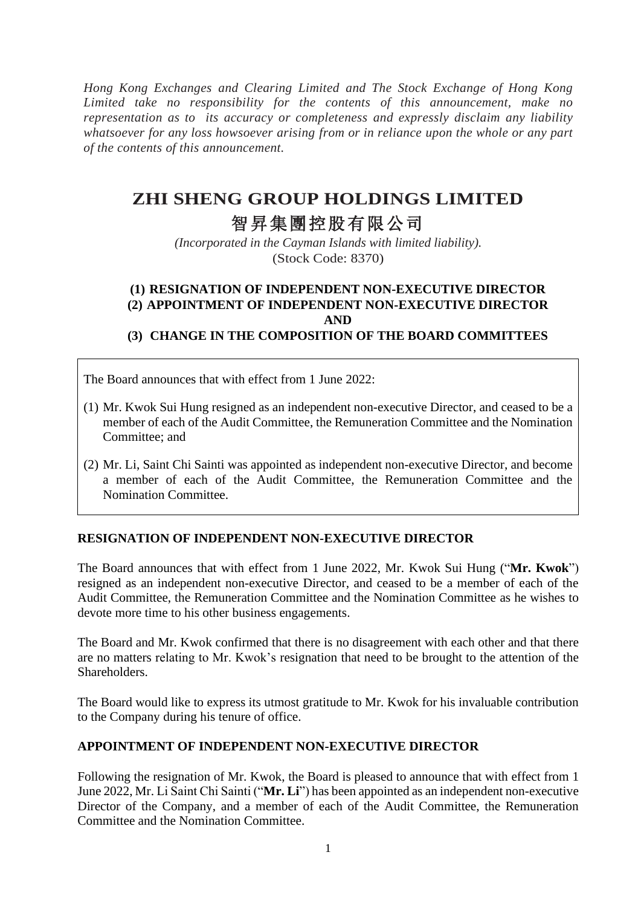*Hong Kong Exchanges and Clearing Limited and The Stock Exchange of Hong Kong Limited take no responsibility for the contents of this announcement, make no representation as to its accuracy or completeness and expressly disclaim any liability whatsoever for any loss howsoever arising from or in reliance upon the whole or any part of the contents of this announcement.*

# ZHI SHENG GROUP HOLDINGS LIMITED

# 智昇集團控股有限公司

*(Incorporated in the Cayman Islands with limited liability).*

(Stock Code: 8370)

## (1) RESIGNATION OF INDEPENDENT NON-EXECUTIVE DIRECTOR (2) APPOINTMENT OF INDEPENDENT NON-EXECUTIVE DIRECTOR AND (3) CHANGE IN THE COMPOSITION OF THE BOARD COMMITTEES

The Board announces that with effect from 1 June 2022:

(1) Mr. Kwok Sui Hung resigned as an independent non-executive Director, and ceased to be a member of each of the Audit Committee, the Remuneration Committee and the Nomination Committee; and

(2) Mr. Li, Saint Chi Sainti was appointed as independent non-executive Director, and become a member of each of the Audit Committee, the Remuneration Committee and the Nomination Committee.

### RESIGNATION OF INDEPENDENT NON-EXECUTIVE DIRECTOR

The Board announces that with effect from 1 June 2022, Mr. Kwok Sui Hung ("**Mr. Kwok**") resigned as an independent non-executive Director, and ceased to be a member of each of the Audit Committee, the Remuneration Committee and the Nomination Committee as he wishes to devote more time to his other business engagements.

The Board and Mr. Kwok confirmed that there is no disagreement with each other and that there are no matters relating to Mr. Kwok's resignation that need to be brought to the attention of the Shareholders.

The Board would like to express its utmost gratitude to Mr. Kwok for his invaluable contribution to the Company during his tenure of office.

### APPOINTMENT OF INDEPENDENT NON-EXECUTIVE DIRECTOR

Following the resignation of Mr. Kwok, the Board is pleased to announce that with effect from 1 June 2022, Mr. Li Saint Chi Sainti ("**Mr. Li**") has been appointed as an independent non-executive Director of the Company, and a member of each of the Audit Committee, the Remuneration Committee and the Nomination Committee.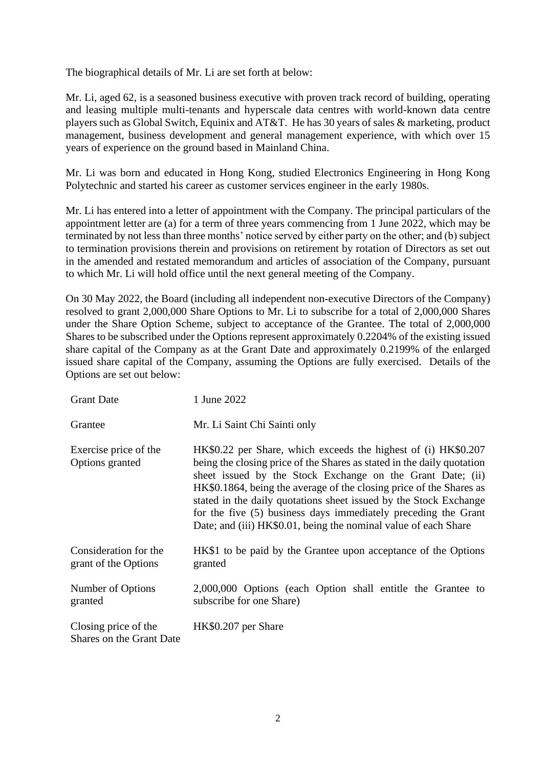The biographical details of Mr. Li are set forth at below:

Mr. Li, aged 62, is a seasoned business executive with proven track record of building, operating and leasing multiple multi-tenants and hyperscale data centres with world-known data centre players such as Global Switch, Equinix and AT&T. He has 30 years of sales & marketing, product management, business development and general management experience, with which over 15 years of experience on the ground based in Mainland China.

Mr. Li was born and educated in Hong Kong, studied Electronics Engineering in Hong Kong Polytechnic and started his career as customer services engineer in the early 1980s.

Mr. Li has entered into a letter of appointment with the Company. The principal particulars of the appointment letter are (a) for a term of three years commencing from 1 June 2022, which may be terminated by not less than three months' notice served by either party on the other; and (b) subject to termination provisions therein and provisions on retirement by rotation of Directors as set out in the amended and restated memorandum and articles of association of the Company, pursuant to which Mr. Li will hold office until the next general meeting of the Company.

On 30 May 2022, the Board (including all independent non-executive Directors of the Company) resolved to grant 2,000,000 Share Options to Mr. Li to subscribe for a total of 2,000,000 Shares under the Share Option Scheme, subject to acceptance of the Grantee. The total of 2,000,000 Shares to be subscribed under the Options represent approximately 0.2204% of the existing issued share capital of the Company as at the Grant Date and approximately 0.2199% of the enlarged issued share capital of the Company, assuming the Options are fully exercised. Details of the Options are set out below:

| | |
|---|---|
| Grant Date | 1 June 2022 |
| Grantee | Mr. Li Saint Chi Sainti only |
| Exercise price of the Options granted | HK$0.22 per Share, which exceeds the highest of (i) HK$0.207 being the closing price of the Shares as stated in the daily quotation sheet issued by the Stock Exchange on the Grant Date; (ii) HK$0.1864, being the average of the closing price of the Shares as stated in the daily quotations sheet issued by the Stock Exchange for the five (5) business days immediately preceding the Grant Date; and (iii) HK$0.01, being the nominal value of each Share |
| Consideration for the grant of the Options | HK$1 to be paid by the Grantee upon acceptance of the Options granted |
| Number of Options granted | 2,000,000 Options (each Option shall entitle the Grantee to subscribe for one Share) |
| Closing price of the Shares on the Grant Date | HK$0.207 per Share |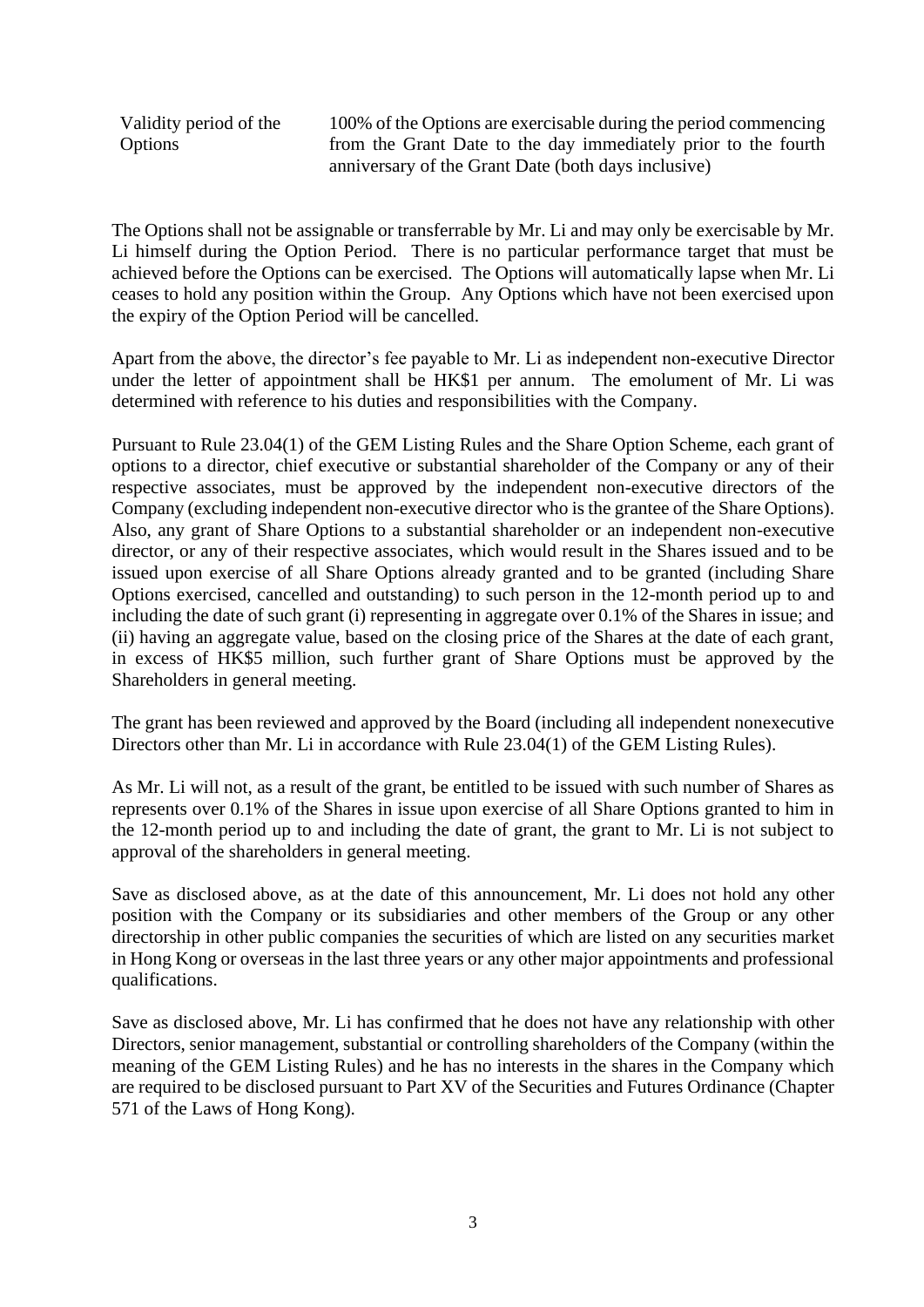| Validity period of the Options | 100% of the Options are exercisable during the period commencing from the Grant Date to the day immediately prior to the fourth anniversary of the Grant Date (both days inclusive) |
|---|---|

The Options shall not be assignable or transferrable by Mr. Li and may only be exercisable by Mr. Li himself during the Option Period. There is no particular performance target that must be achieved before the Options can be exercised. The Options will automatically lapse when Mr. Li ceases to hold any position within the Group. Any Options which have not been exercised upon the expiry of the Option Period will be cancelled.

Apart from the above, the director's fee payable to Mr. Li as independent non-executive Director under the letter of appointment shall be HK$1 per annum. The emolument of Mr. Li was determined with reference to his duties and responsibilities with the Company.

Pursuant to Rule 23.04(1) of the GEM Listing Rules and the Share Option Scheme, each grant of options to a director, chief executive or substantial shareholder of the Company or any of their respective associates, must be approved by the independent non-executive directors of the Company (excluding independent non-executive director who is the grantee of the Share Options). Also, any grant of Share Options to a substantial shareholder or an independent non-executive director, or any of their respective associates, which would result in the Shares issued and to be issued upon exercise of all Share Options already granted and to be granted (including Share Options exercised, cancelled and outstanding) to such person in the 12-month period up to and including the date of such grant (i) representing in aggregate over 0.1% of the Shares in issue; and (ii) having an aggregate value, based on the closing price of the Shares at the date of each grant, in excess of HK$5 million, such further grant of Share Options must be approved by the Shareholders in general meeting.

The grant has been reviewed and approved by the Board (including all independent nonexecutive Directors other than Mr. Li in accordance with Rule 23.04(1) of the GEM Listing Rules).

As Mr. Li will not, as a result of the grant, be entitled to be issued with such number of Shares as represents over 0.1% of the Shares in issue upon exercise of all Share Options granted to him in the 12-month period up to and including the date of grant, the grant to Mr. Li is not subject to approval of the shareholders in general meeting.

Save as disclosed above, as at the date of this announcement, Mr. Li does not hold any other position with the Company or its subsidiaries and other members of the Group or any other directorship in other public companies the securities of which are listed on any securities market in Hong Kong or overseas in the last three years or any other major appointments and professional qualifications.

Save as disclosed above, Mr. Li has confirmed that he does not have any relationship with other Directors, senior management, substantial or controlling shareholders of the Company (within the meaning of the GEM Listing Rules) and he has no interests in the shares in the Company which are required to be disclosed pursuant to Part XV of the Securities and Futures Ordinance (Chapter 571 of the Laws of Hong Kong).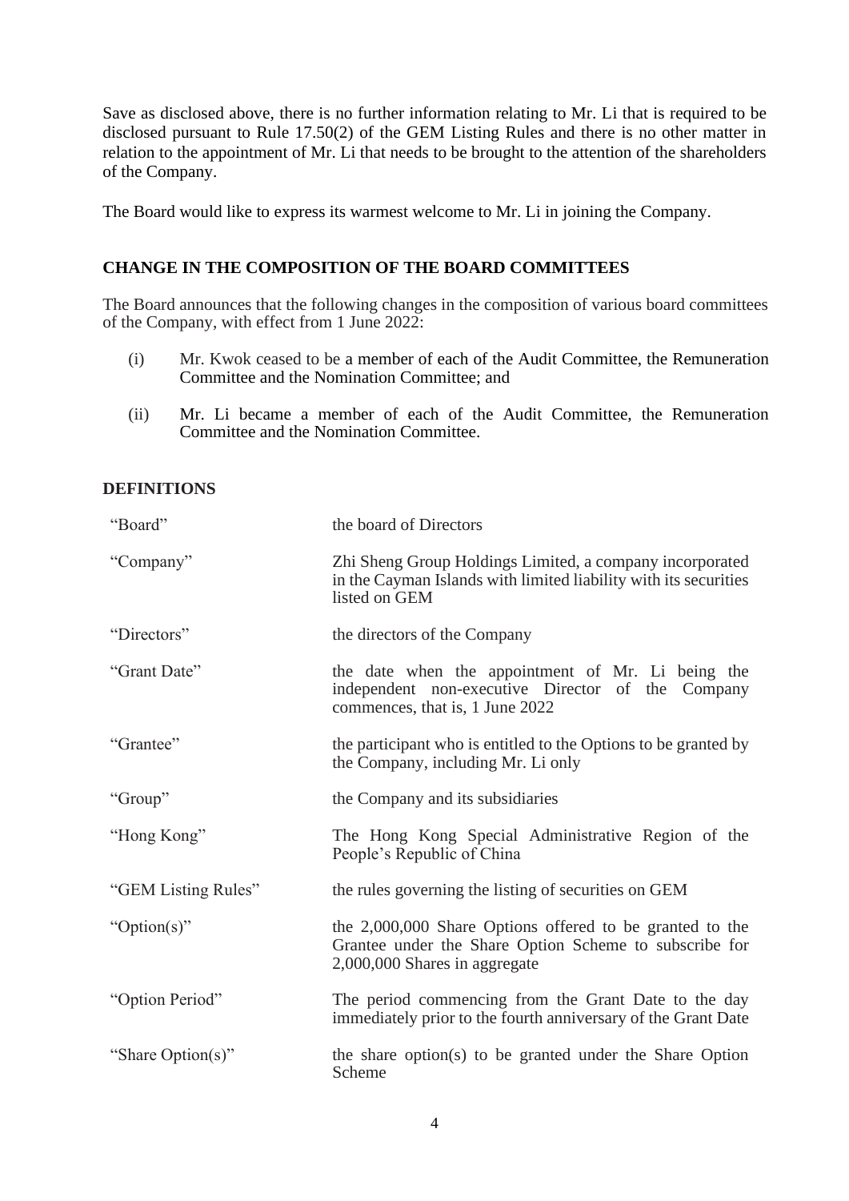Save as disclosed above, there is no further information relating to Mr. Li that is required to be disclosed pursuant to Rule 17.50(2) of the GEM Listing Rules and there is no other matter in relation to the appointment of Mr. Li that needs to be brought to the attention of the shareholders of the Company.

The Board would like to express its warmest welcome to Mr. Li in joining the Company.

## CHANGE IN THE COMPOSITION OF THE BOARD COMMITTEES

The Board announces that the following changes in the composition of various board committees of the Company, with effect from 1 June 2022:

(i) Mr. Kwok ceased to be a member of each of the Audit Committee, the Remuneration Committee and the Nomination Committee; and

(ii) Mr. Li became a member of each of the Audit Committee, the Remuneration Committee and the Nomination Committee.

## DEFINITIONS

| | |
|---|---|
| "Board" | the board of Directors |
| "Company" | Zhi Sheng Group Holdings Limited, a company incorporated in the Cayman Islands with limited liability with its securities listed on GEM |
| "Directors" | the directors of the Company |
| "Grant Date" | the date when the appointment of Mr. Li being the independent non-executive Director of the Company commences, that is, 1 June 2022 |
| "Grantee" | the participant who is entitled to the Options to be granted by the Company, including Mr. Li only |
| "Group" | the Company and its subsidiaries |
| "Hong Kong" | The Hong Kong Special Administrative Region of the People's Republic of China |
| "GEM Listing Rules" | the rules governing the listing of securities on GEM |
| "Option(s)" | the 2,000,000 Share Options offered to be granted to the Grantee under the Share Option Scheme to subscribe for 2,000,000 Shares in aggregate |
| "Option Period" | The period commencing from the Grant Date to the day immediately prior to the fourth anniversary of the Grant Date |
| "Share Option(s)" | the share option(s) to be granted under the Share Option Scheme |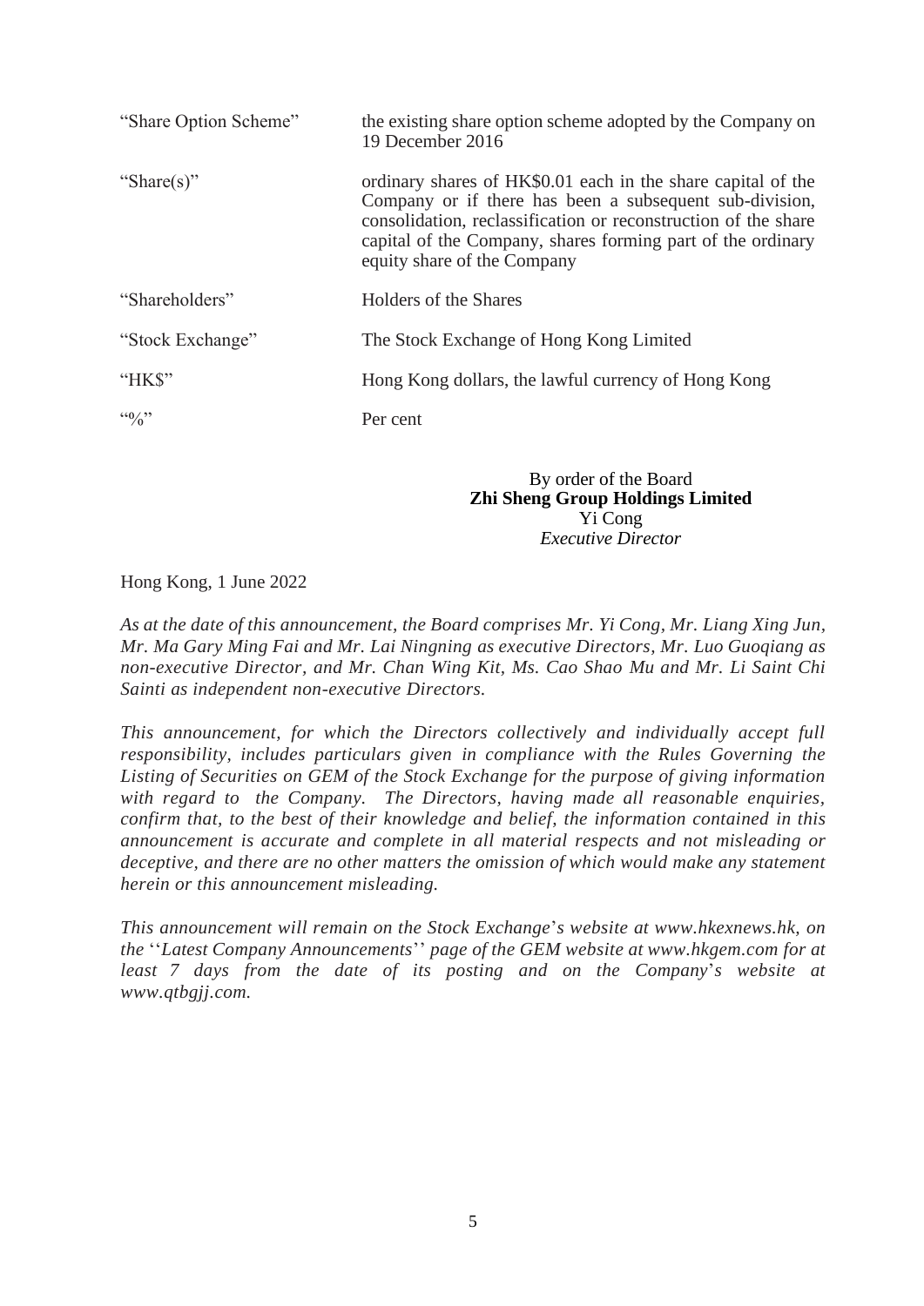| | |
|---|---|
| "Share Option Scheme" | the existing share option scheme adopted by the Company on 19 December 2016 |
| "Share(s)" | ordinary shares of HK$0.01 each in the share capital of the Company or if there has been a subsequent sub-division, consolidation, reclassification or reconstruction of the share capital of the Company, shares forming part of the ordinary equity share of the Company |
| "Shareholders" | Holders of the Shares |
| "Stock Exchange" | The Stock Exchange of Hong Kong Limited |
| "HK$" | Hong Kong dollars, the lawful currency of Hong Kong |
| "%" | Per cent |

By order of the Board
**Zhi Sheng Group Holdings Limited**
Yi Cong
*Executive Director*

Hong Kong, 1 June 2022

*As at the date of this announcement, the Board comprises Mr. Yi Cong, Mr. Liang Xing Jun, Mr. Ma Gary Ming Fai and Mr. Lai Ningning as executive Directors, Mr. Luo Guoqiang as non-executive Director, and Mr. Chan Wing Kit, Ms. Cao Shao Mu and Mr. Li Saint Chi Sainti as independent non-executive Directors.*

*This announcement, for which the Directors collectively and individually accept full responsibility, includes particulars given in compliance with the Rules Governing the Listing of Securities on GEM of the Stock Exchange for the purpose of giving information with regard to the Company. The Directors, having made all reasonable enquiries, confirm that, to the best of their knowledge and belief, the information contained in this announcement is accurate and complete in all material respects and not misleading or deceptive, and there are no other matters the omission of which would make any statement herein or this announcement misleading.*

*This announcement will remain on the Stock Exchange's website at www.hkexnews.hk, on the ''Latest Company Announcements'' page of the GEM website at www.hkgem.com for at least 7 days from the date of its posting and on the Company's website at www.qtbgjj.com.*